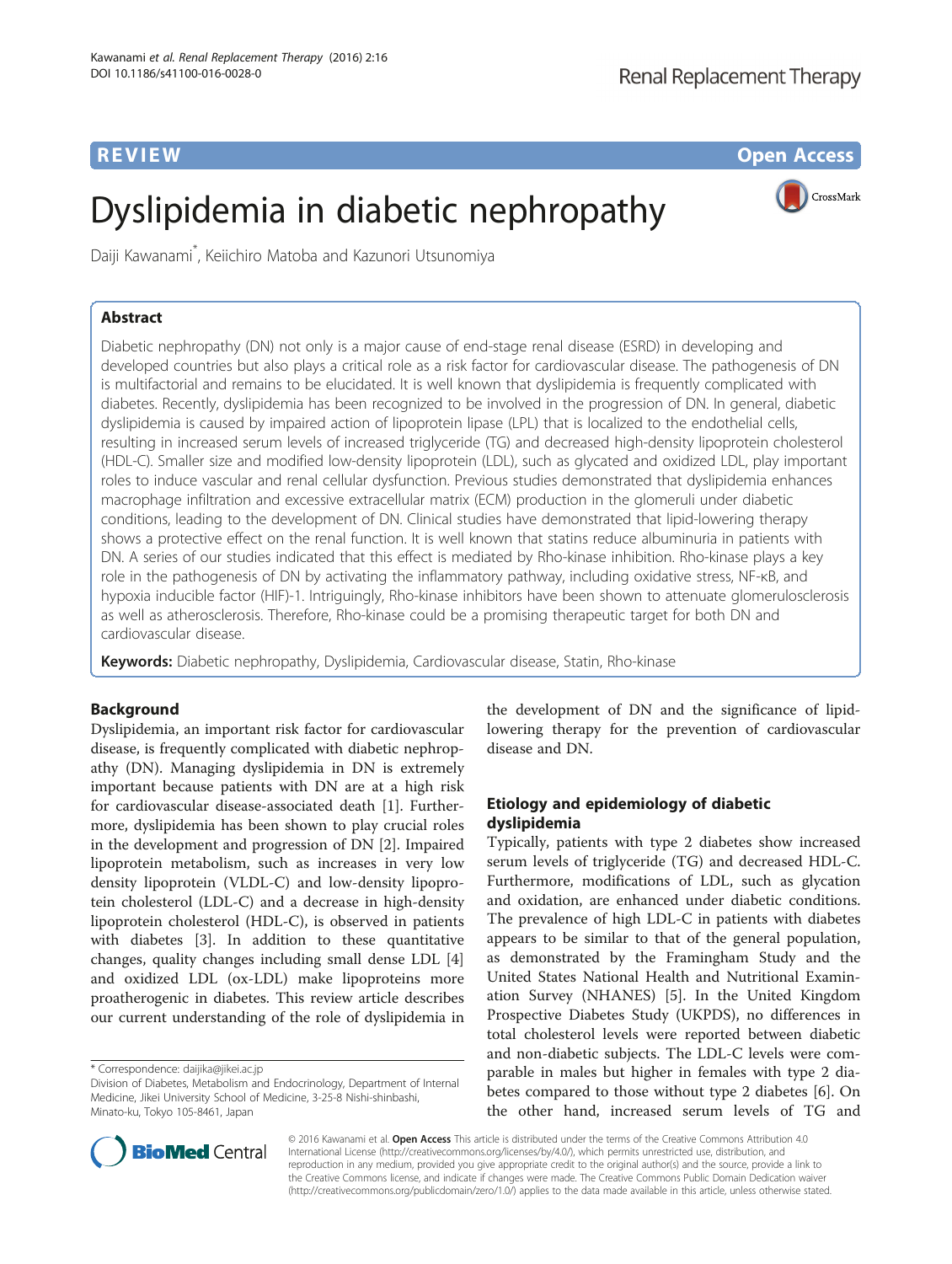REVIEW Open Access

# Dyslipidemia in diabetic nephropathy

Daiji Kawanami*, Keiichiro Matoba and Kazunori Utsunomiya

## Abstract

Diabetic nephropathy (DN) not only is a major cause of end-stage renal disease (ESRD) in developing and developed countries but also plays a critical role as a risk factor for cardiovascular disease. The pathogenesis of DN is multifactorial and remains to be elucidated. It is well known that dyslipidemia is frequently complicated with diabetes. Recently, dyslipidemia has been recognized to be involved in the progression of DN. In general, diabetic dyslipidemia is caused by impaired action of lipoprotein lipase (LPL) that is localized to the endothelial cells, resulting in increased serum levels of increased triglyceride (TG) and decreased high-density lipoprotein cholesterol (HDL-C). Smaller size and modified low-density lipoprotein (LDL), such as glycated and oxidized LDL, play important roles to induce vascular and renal cellular dysfunction. Previous studies demonstrated that dyslipidemia enhances macrophage infiltration and excessive extracellular matrix (ECM) production in the glomeruli under diabetic conditions, leading to the development of DN. Clinical studies have demonstrated that lipid-lowering therapy shows a protective effect on the renal function. It is well known that statins reduce albuminuria in patients with DN. A series of our studies indicated that this effect is mediated by Rho-kinase inhibition. Rho-kinase plays a key role in the pathogenesis of DN by activating the inflammatory pathway, including oxidative stress, NF-κB, and hypoxia inducible factor (HIF)-1. Intriguingly, Rho-kinase inhibitors have been shown to attenuate glomerulosclerosis as well as atherosclerosis. Therefore, Rho-kinase could be a promising therapeutic target for both DN and cardiovascular disease.

**Keywords:** Diabetic nephropathy, Dyslipidemia, Cardiovascular disease, Statin, Rho-kinase

## Background

Dyslipidemia, an important risk factor for cardiovascular disease, is frequently complicated with diabetic nephropathy (DN). Managing dyslipidemia in DN is extremely important because patients with DN are at a high risk for cardiovascular disease-associated death [1]. Furthermore, dyslipidemia has been shown to play crucial roles in the development and progression of DN [2]. Impaired lipoprotein metabolism, such as increases in very low density lipoprotein (VLDL-C) and low-density lipoprotein cholesterol (LDL-C) and a decrease in high-density lipoprotein cholesterol (HDL-C), is observed in patients with diabetes [3]. In addition to these quantitative changes, quality changes including small dense LDL [4] and oxidized LDL (ox-LDL) make lipoproteins more proatherogenic in diabetes. This review article describes our current understanding of the role of dyslipidemia in the development of DN and the significance of lipid-lowering therapy for the prevention of cardiovascular disease and DN.

## Etiology and epidemiology of diabetic dyslipidemia

Typically, patients with type 2 diabetes show increased serum levels of triglyceride (TG) and decreased HDL-C. Furthermore, modifications of LDL, such as glycation and oxidation, are enhanced under diabetic conditions. The prevalence of high LDL-C in patients with diabetes appears to be similar to that of the general population, as demonstrated by the Framingham Study and the United States National Health and Nutritional Examination Survey (NHANES) [5]. In the United Kingdom Prospective Diabetes Study (UKPDS), no differences in total cholesterol levels were reported between diabetic and non-diabetic subjects. The LDL-C levels were comparable in males but higher in females with type 2 diabetes compared to those without type 2 diabetes [6]. On the other hand, increased serum levels of TG and

* Correspondence: daijika@jikei.ac.jp
Division of Diabetes, Metabolism and Endocrinology, Department of Internal Medicine, Jikei University School of Medicine, 3-25-8 Nishi-shinbashi, Minato-ku, Tokyo 105-8461, Japan

© 2016 Kawanami et al. **Open Access** This article is distributed under the terms of the Creative Commons Attribution 4.0 International License (http://creativecommons.org/licenses/by/4.0/), which permits unrestricted use, distribution, and reproduction in any medium, provided you give appropriate credit to the original author(s) and the source, provide a link to the Creative Commons license, and indicate if changes were made. The Creative Commons Public Domain Dedication waiver (http://creativecommons.org/publicdomain/zero/1.0/) applies to the data made available in this article, unless otherwise stated.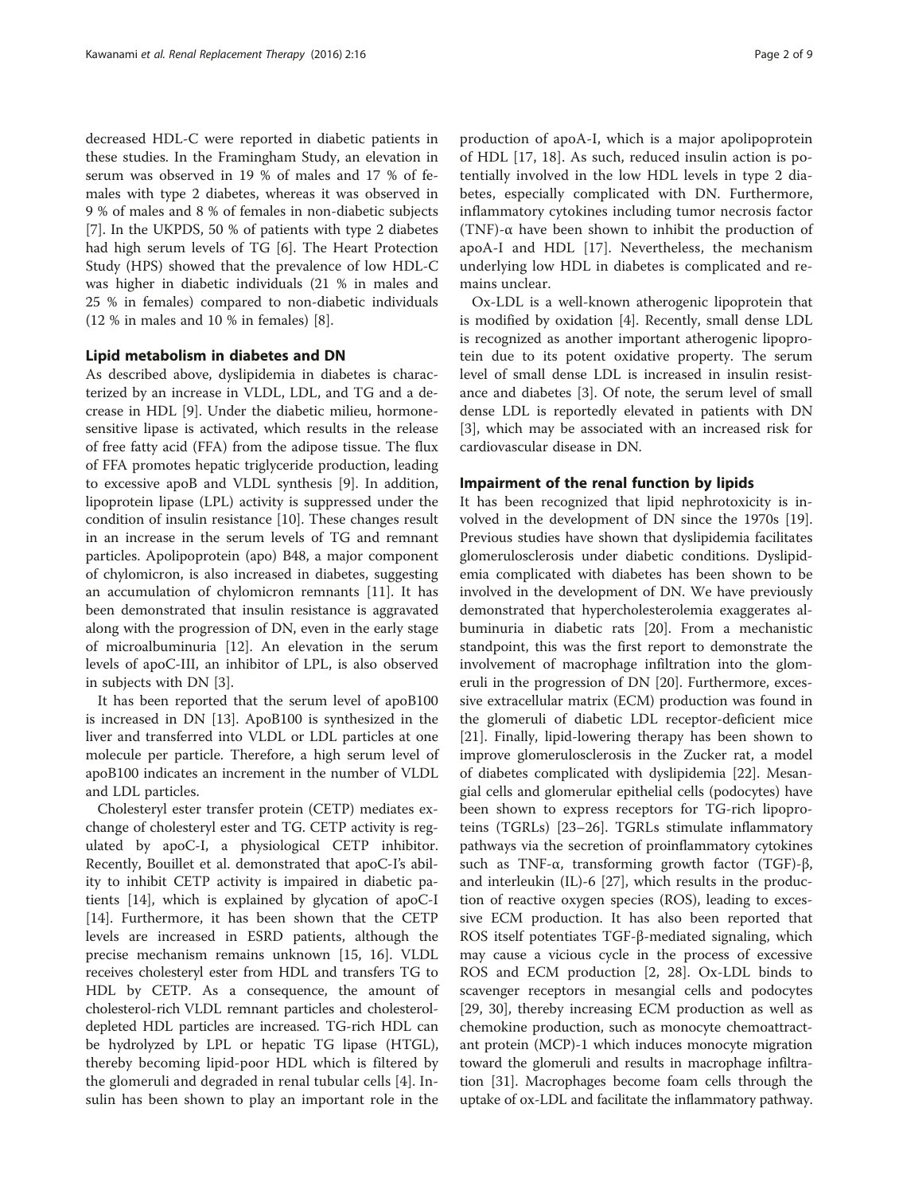decreased HDL-C were reported in diabetic patients in these studies. In the Framingham Study, an elevation in serum was observed in 19 % of males and 17 % of females with type 2 diabetes, whereas it was observed in 9 % of males and 8 % of females in non-diabetic subjects [7]. In the UKPDS, 50 % of patients with type 2 diabetes had high serum levels of TG [6]. The Heart Protection Study (HPS) showed that the prevalence of low HDL-C was higher in diabetic individuals (21 % in males and 25 % in females) compared to non-diabetic individuals (12 % in males and 10 % in females) [8].

## Lipid metabolism in diabetes and DN

As described above, dyslipidemia in diabetes is characterized by an increase in VLDL, LDL, and TG and a decrease in HDL [9]. Under the diabetic milieu, hormone-sensitive lipase is activated, which results in the release of free fatty acid (FFA) from the adipose tissue. The flux of FFA promotes hepatic triglyceride production, leading to excessive apoB and VLDL synthesis [9]. In addition, lipoprotein lipase (LPL) activity is suppressed under the condition of insulin resistance [10]. These changes result in an increase in the serum levels of TG and remnant particles. Apolipoprotein (apo) B48, a major component of chylomicron, is also increased in diabetes, suggesting an accumulation of chylomicron remnants [11]. It has been demonstrated that insulin resistance is aggravated along with the progression of DN, even in the early stage of microalbuminuria [12]. An elevation in the serum levels of apoC-III, an inhibitor of LPL, is also observed in subjects with DN [3].

It has been reported that the serum level of apoB100 is increased in DN [13]. ApoB100 is synthesized in the liver and transferred into VLDL or LDL particles at one molecule per particle. Therefore, a high serum level of apoB100 indicates an increment in the number of VLDL and LDL particles.

Cholesteryl ester transfer protein (CETP) mediates exchange of cholesteryl ester and TG. CETP activity is regulated by apoC-I, a physiological CETP inhibitor. Recently, Bouillet et al. demonstrated that apoC-I's ability to inhibit CETP activity is impaired in diabetic patients [14], which is explained by glycation of apoC-I [14]. Furthermore, it has been shown that the CETP levels are increased in ESRD patients, although the precise mechanism remains unknown [15, 16]. VLDL receives cholesteryl ester from HDL and transfers TG to HDL by CETP. As a consequence, the amount of cholesterol-rich VLDL remnant particles and cholesterol-depleted HDL particles are increased. TG-rich HDL can be hydrolyzed by LPL or hepatic TG lipase (HTGL), thereby becoming lipid-poor HDL which is filtered by the glomeruli and degraded in renal tubular cells [4]. Insulin has been shown to play an important role in the production of apoA-I, which is a major apolipoprotein of HDL [17, 18]. As such, reduced insulin action is potentially involved in the low HDL levels in type 2 diabetes, especially complicated with DN. Furthermore, inflammatory cytokines including tumor necrosis factor (TNF)-α have been shown to inhibit the production of apoA-I and HDL [17]. Nevertheless, the mechanism underlying low HDL in diabetes is complicated and remains unclear.

Ox-LDL is a well-known atherogenic lipoprotein that is modified by oxidation [4]. Recently, small dense LDL is recognized as another important atherogenic lipoprotein due to its potent oxidative property. The serum level of small dense LDL is increased in insulin resistance and diabetes [3]. Of note, the serum level of small dense LDL is reportedly elevated in patients with DN [3], which may be associated with an increased risk for cardiovascular disease in DN.

## Impairment of the renal function by lipids

It has been recognized that lipid nephrotoxicity is involved in the development of DN since the 1970s [19]. Previous studies have shown that dyslipidemia facilitates glomerulosclerosis under diabetic conditions. Dyslipidemia complicated with diabetes has been shown to be involved in the development of DN. We have previously demonstrated that hypercholesterolemia exaggerates albuminuria in diabetic rats [20]. From a mechanistic standpoint, this was the first report to demonstrate the involvement of macrophage infiltration into the glomeruli in the progression of DN [20]. Furthermore, excessive extracellular matrix (ECM) production was found in the glomeruli of diabetic LDL receptor-deficient mice [21]. Finally, lipid-lowering therapy has been shown to improve glomerulosclerosis in the Zucker rat, a model of diabetes complicated with dyslipidemia [22]. Mesangial cells and glomerular epithelial cells (podocytes) have been shown to express receptors for TG-rich lipoproteins (TGRLs) [23–26]. TGRLs stimulate inflammatory pathways via the secretion of proinflammatory cytokines such as TNF-α, transforming growth factor (TGF)-β, and interleukin (IL)-6 [27], which results in the production of reactive oxygen species (ROS), leading to excessive ECM production. It has also been reported that ROS itself potentiates TGF-β-mediated signaling, which may cause a vicious cycle in the process of excessive ROS and ECM production [2, 28]. Ox-LDL binds to scavenger receptors in mesangial cells and podocytes [29, 30], thereby increasing ECM production as well as chemokine production, such as monocyte chemoattractant protein (MCP)-1 which induces monocyte migration toward the glomeruli and results in macrophage infiltration [31]. Macrophages become foam cells through the uptake of ox-LDL and facilitate the inflammatory pathway.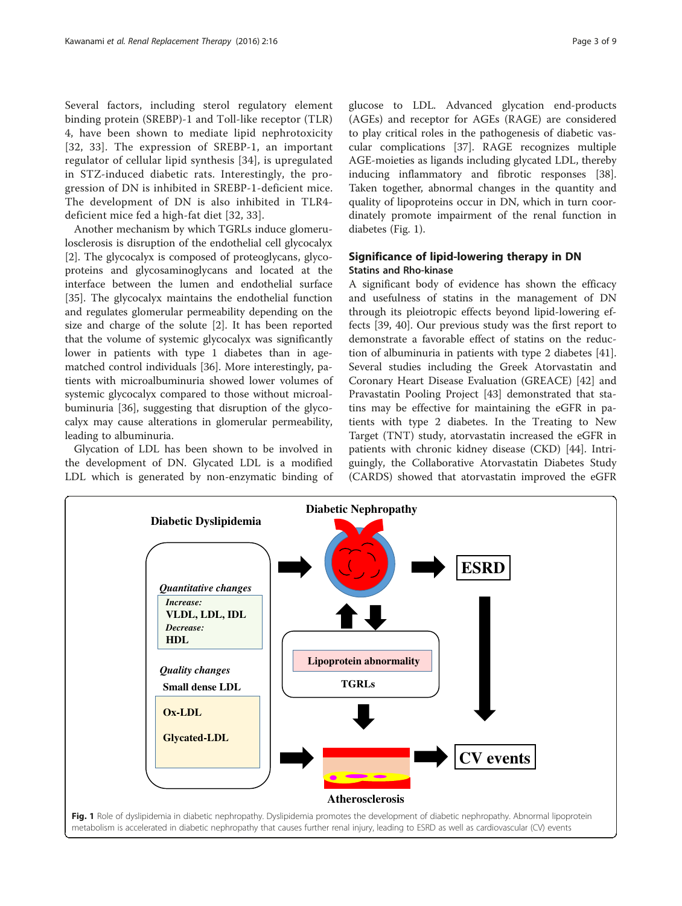Several factors, including sterol regulatory element binding protein (SREBP)-1 and Toll-like receptor (TLR) 4, have been shown to mediate lipid nephrotoxicity [32, 33]. The expression of SREBP-1, an important regulator of cellular lipid synthesis [34], is upregulated in STZ-induced diabetic rats. Interestingly, the progression of DN is inhibited in SREBP-1-deficient mice. The development of DN is also inhibited in TLR4-deficient mice fed a high-fat diet [32, 33].

Another mechanism by which TGRLs induce glomerulosclerosis is disruption of the endothelial cell glycocalyx [2]. The glycocalyx is composed of proteoglycans, glycoproteins and glycosaminoglycans and located at the interface between the lumen and endothelial surface [35]. The glycocalyx maintains the endothelial function and regulates glomerular permeability depending on the size and charge of the solute [2]. It has been reported that the volume of systemic glycocalyx was significantly lower in patients with type 1 diabetes than in age-matched control individuals [36]. More interestingly, patients with microalbuminuria showed lower volumes of systemic glycocalyx compared to those without microalbuminuria [36], suggesting that disruption of the glycocalyx may cause alterations in glomerular permeability, leading to albuminuria.

Glycation of LDL has been shown to be involved in the development of DN. Glycated LDL is a modified LDL which is generated by non-enzymatic binding of glucose to LDL. Advanced glycation end-products (AGEs) and receptor for AGEs (RAGE) are considered to play critical roles in the pathogenesis of diabetic vascular complications [37]. RAGE recognizes multiple AGE-moieties as ligands including glycated LDL, thereby inducing inflammatory and fibrotic responses [38]. Taken together, abnormal changes in the quantity and quality of lipoproteins occur in DN, which in turn coordinately promote impairment of the renal function in diabetes (Fig. 1).

## Significance of lipid-lowering therapy in DN

### Statins and Rho-kinase

A significant body of evidence has shown the efficacy and usefulness of statins in the management of DN through its pleiotropic effects beyond lipid-lowering effects [39, 40]. Our previous study was the first report to demonstrate a favorable effect of statins on the reduction of albuminuria in patients with type 2 diabetes [41]. Several studies including the Greek Atorvastatin and Coronary Heart Disease Evaluation (GREACE) [42] and Pravastatin Pooling Project [43] demonstrated that statins may be effective for maintaining the eGFR in patients with type 2 diabetes. In the Treating to New Target (TNT) study, atorvastatin increased the eGFR in patients with chronic kidney disease (CKD) [44]. Intriguingly, the Collaborative Atorvastatin Diabetes Study (CARDS) showed that atorvastatin improved the eGFR

**Fig. 1** Role of dyslipidemia in diabetic nephropathy. Dyslipidemia promotes the development of diabetic nephropathy. Abnormal lipoprotein metabolism is accelerated in diabetic nephropathy that causes further renal injury, leading to ESRD as well as cardiovascular (CV) events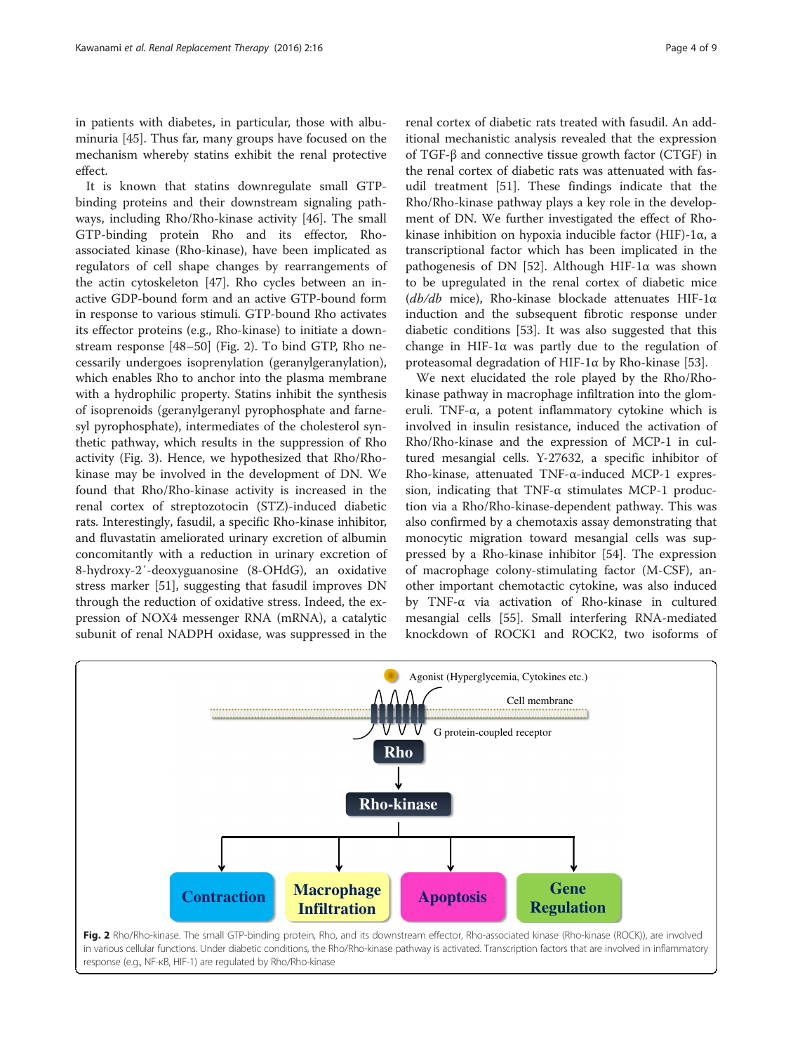in patients with diabetes, in particular, those with albuminuria [45]. Thus far, many groups have focused on the mechanism whereby statins exhibit the renal protective effect.

It is known that statins downregulate small GTP-binding proteins and their downstream signaling pathways, including Rho/Rho-kinase activity [46]. The small GTP-binding protein Rho and its effector, Rho-associated kinase (Rho-kinase), have been implicated as regulators of cell shape changes by rearrangements of the actin cytoskeleton [47]. Rho cycles between an inactive GDP-bound form and an active GTP-bound form in response to various stimuli. GTP-bound Rho activates its effector proteins (e.g., Rho-kinase) to initiate a downstream response [48–50] (Fig. 2). To bind GTP, Rho necessarily undergoes isoprenylation (geranylgeranylation), which enables Rho to anchor into the plasma membrane with a hydrophilic property. Statins inhibit the synthesis of isoprenoids (geranylgeranyl pyrophosphate and farnesyl pyrophosphate), intermediates of the cholesterol synthetic pathway, which results in the suppression of Rho activity (Fig. 3). Hence, we hypothesized that Rho/Rho-kinase may be involved in the development of DN. We found that Rho/Rho-kinase activity is increased in the renal cortex of streptozotocin (STZ)-induced diabetic rats. Interestingly, fasudil, a specific Rho-kinase inhibitor, and fluvastatin ameliorated urinary excretion of albumin concomitantly with a reduction in urinary excretion of 8-hydroxy-2′-deoxyguanosine (8-OHdG), an oxidative stress marker [51], suggesting that fasudil improves DN through the reduction of oxidative stress. Indeed, the expression of NOX4 messenger RNA (mRNA), a catalytic subunit of renal NADPH oxidase, was suppressed in the renal cortex of diabetic rats treated with fasudil. An additional mechanistic analysis revealed that the expression of TGF-β and connective tissue growth factor (CTGF) in the renal cortex of diabetic rats was attenuated with fasudil treatment [51]. These findings indicate that the Rho/Rho-kinase pathway plays a key role in the development of DN. We further investigated the effect of Rho-kinase inhibition on hypoxia inducible factor (HIF)-1α, a transcriptional factor which has been implicated in the pathogenesis of DN [52]. Although HIF-1α was shown to be upregulated in the renal cortex of diabetic mice (*db/db* mice), Rho-kinase blockade attenuates HIF-1α induction and the subsequent fibrotic response under diabetic conditions [53]. It was also suggested that this change in HIF-1α was partly due to the regulation of proteasomal degradation of HIF-1α by Rho-kinase [53].

We next elucidated the role played by the Rho/Rho-kinase pathway in macrophage infiltration into the glomeruli. TNF-α, a potent inflammatory cytokine which is involved in insulin resistance, induced the activation of Rho/Rho-kinase and the expression of MCP-1 in cultured mesangial cells. Y-27632, a specific inhibitor of Rho-kinase, attenuated TNF-α-induced MCP-1 expression, indicating that TNF-α stimulates MCP-1 production via a Rho/Rho-kinase-dependent pathway. This was also confirmed by a chemotaxis assay demonstrating that monocytic migration toward mesangial cells was suppressed by a Rho-kinase inhibitor [54]. The expression of macrophage colony-stimulating factor (M-CSF), another important chemotactic cytokine, was also induced by TNF-α via activation of Rho-kinase in cultured mesangial cells [55]. Small interfering RNA-mediated knockdown of ROCK1 and ROCK2, two isoforms of

**Fig. 2** Rho/Rho-kinase. The small GTP-binding protein, Rho, and its downstream effector, Rho-associated kinase (Rho-kinase (ROCK)), are involved in various cellular functions. Under diabetic conditions, the Rho/Rho-kinase pathway is activated. Transcription factors that are involved in inflammatory response (e.g., NF-κB, HIF-1) are regulated by Rho/Rho-kinase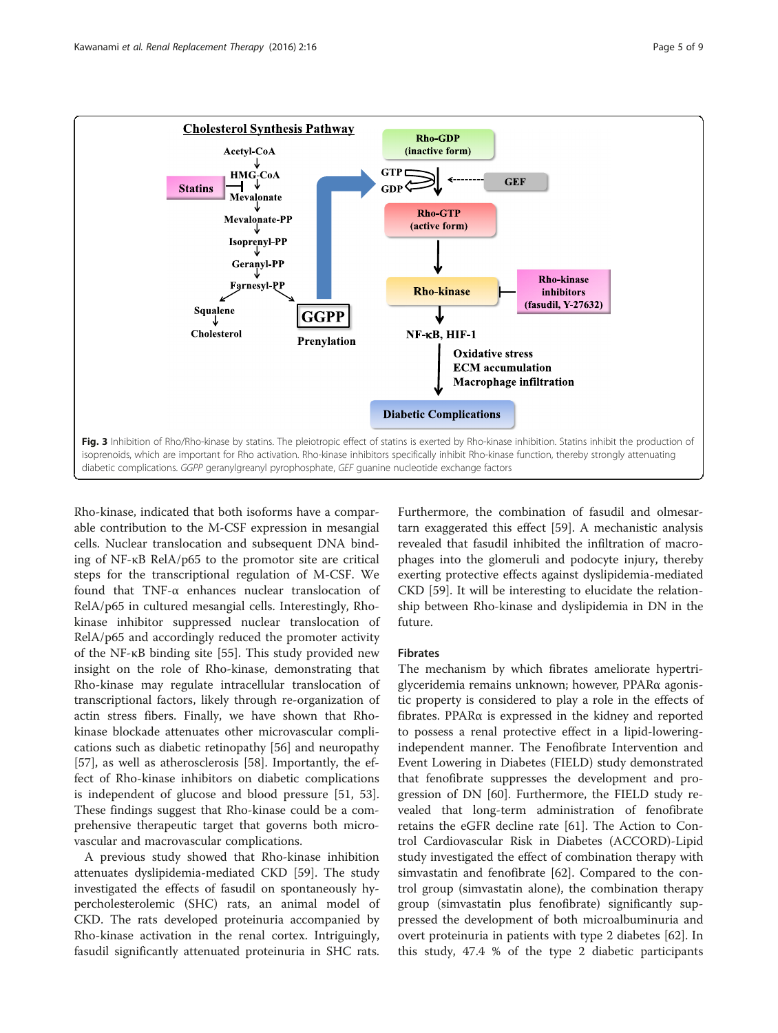**Fig. 3** Inhibition of Rho/Rho-kinase by statins. The pleiotropic effect of statins is exerted by Rho-kinase inhibition. Statins inhibit the production of isoprenoids, which are important for Rho activation. Rho-kinase inhibitors specifically inhibit Rho-kinase function, thereby strongly attenuating diabetic complications. *GGPP* geranylgreanyl pyrophosphate, *GEF* guanine nucleotide exchange factors

Rho-kinase, indicated that both isoforms have a comparable contribution to the M-CSF expression in mesangial cells. Nuclear translocation and subsequent DNA binding of NF-κB RelA/p65 to the promotor site are critical steps for the transcriptional regulation of M-CSF. We found that TNF-α enhances nuclear translocation of RelA/p65 in cultured mesangial cells. Interestingly, Rho-kinase inhibitor suppressed nuclear translocation of RelA/p65 and accordingly reduced the promoter activity of the NF-κB binding site [55]. This study provided new insight on the role of Rho-kinase, demonstrating that Rho-kinase may regulate intracellular translocation of transcriptional factors, likely through re-organization of actin stress fibers. Finally, we have shown that Rho-kinase blockade attenuates other microvascular complications such as diabetic retinopathy [56] and neuropathy [57], as well as atherosclerosis [58]. Importantly, the effect of Rho-kinase inhibitors on diabetic complications is independent of glucose and blood pressure [51, 53]. These findings suggest that Rho-kinase could be a comprehensive therapeutic target that governs both microvascular and macrovascular complications.

A previous study showed that Rho-kinase inhibition attenuates dyslipidemia-mediated CKD [59]. The study investigated the effects of fasudil on spontaneously hypercholesterolemic (SHC) rats, an animal model of CKD. The rats developed proteinuria accompanied by Rho-kinase activation in the renal cortex. Intriguingly, fasudil significantly attenuated proteinuria in SHC rats. Furthermore, the combination of fasudil and olmesartarn exaggerated this effect [59]. A mechanistic analysis revealed that fasudil inhibited the infiltration of macrophages into the glomeruli and podocyte injury, thereby exerting protective effects against dyslipidemia-mediated CKD [59]. It will be interesting to elucidate the relationship between Rho-kinase and dyslipidemia in DN in the future.

### Fibrates

The mechanism by which fibrates ameliorate hypertriglyceridemia remains unknown; however, PPARα agonistic property is considered to play a role in the effects of fibrates. PPARα is expressed in the kidney and reported to possess a renal protective effect in a lipid-lowering-independent manner. The Fenofibrate Intervention and Event Lowering in Diabetes (FIELD) study demonstrated that fenofibrate suppresses the development and progression of DN [60]. Furthermore, the FIELD study revealed that long-term administration of fenofibrate retains the eGFR decline rate [61]. The Action to Control Cardiovascular Risk in Diabetes (ACCORD)-Lipid study investigated the effect of combination therapy with simvastatin and fenofibrate [62]. Compared to the control group (simvastatin alone), the combination therapy group (simvastatin plus fenofibrate) significantly suppressed the development of both microalbuminuria and overt proteinuria in patients with type 2 diabetes [62]. In this study, 47.4 % of the type 2 diabetic participants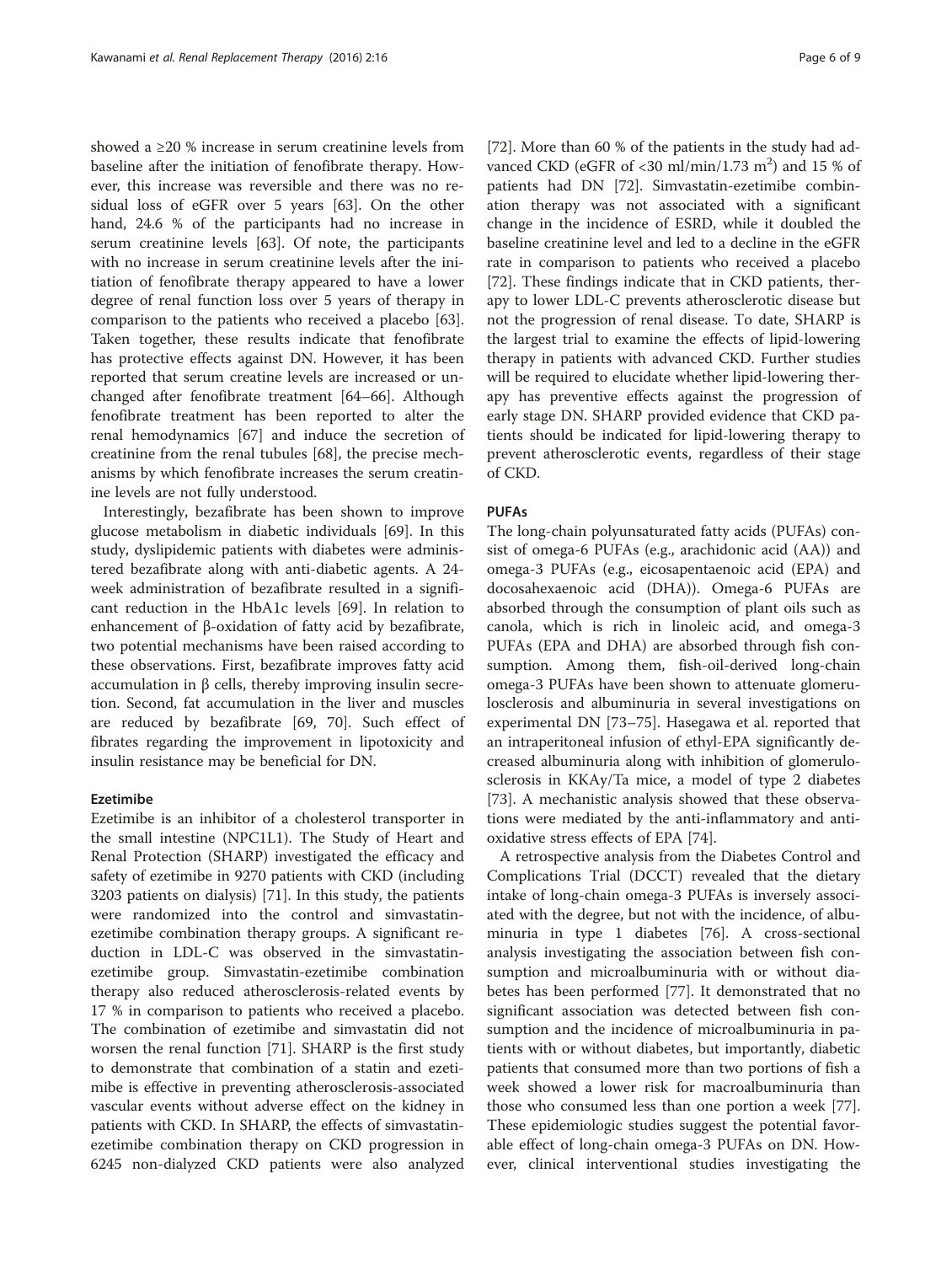showed a ≥20 % increase in serum creatinine levels from baseline after the initiation of fenofibrate therapy. However, this increase was reversible and there was no residual loss of eGFR over 5 years [63]. On the other hand, 24.6 % of the participants had no increase in serum creatinine levels [63]. Of note, the participants with no increase in serum creatinine levels after the initiation of fenofibrate therapy appeared to have a lower degree of renal function loss over 5 years of therapy in comparison to the patients who received a placebo [63]. Taken together, these results indicate that fenofibrate has protective effects against DN. However, it has been reported that serum creatine levels are increased or unchanged after fenofibrate treatment [64–66]. Although fenofibrate treatment has been reported to alter the renal hemodynamics [67] and induce the secretion of creatinine from the renal tubules [68], the precise mechanisms by which fenofibrate increases the serum creatinine levels are not fully understood.

Interestingly, bezafibrate has been shown to improve glucose metabolism in diabetic individuals [69]. In this study, dyslipidemic patients with diabetes were administered bezafibrate along with anti-diabetic agents. A 24-week administration of bezafibrate resulted in a significant reduction in the HbA1c levels [69]. In relation to enhancement of β-oxidation of fatty acid by bezafibrate, two potential mechanisms have been raised according to these observations. First, bezafibrate improves fatty acid accumulation in β cells, thereby improving insulin secretion. Second, fat accumulation in the liver and muscles are reduced by bezafibrate [69, 70]. Such effect of fibrates regarding the improvement in lipotoxicity and insulin resistance may be beneficial for DN.

#### Ezetimibe

Ezetimibe is an inhibitor of a cholesterol transporter in the small intestine (NPC1L1). The Study of Heart and Renal Protection (SHARP) investigated the efficacy and safety of ezetimibe in 9270 patients with CKD (including 3203 patients on dialysis) [71]. In this study, the patients were randomized into the control and simvastatin-ezetimibe combination therapy groups. A significant reduction in LDL-C was observed in the simvastatin-ezetimibe group. Simvastatin-ezetimibe combination therapy also reduced atherosclerosis-related events by 17 % in comparison to patients who received a placebo. The combination of ezetimibe and simvastatin did not worsen the renal function [71]. SHARP is the first study to demonstrate that combination of a statin and ezetimibe is effective in preventing atherosclerosis-associated vascular events without adverse effect on the kidney in patients with CKD. In SHARP, the effects of simvastatin-ezetimibe combination therapy on CKD progression in 6245 non-dialyzed CKD patients were also analyzed [72]. More than 60 % of the patients in the study had advanced CKD (eGFR of <30 ml/min/1.73 m$^2$) and 15 % of patients had DN [72]. Simvastatin-ezetimibe combination therapy was not associated with a significant change in the incidence of ESRD, while it doubled the baseline creatinine level and led to a decline in the eGFR rate in comparison to patients who received a placebo [72]. These findings indicate that in CKD patients, therapy to lower LDL-C prevents atherosclerotic disease but not the progression of renal disease. To date, SHARP is the largest trial to examine the effects of lipid-lowering therapy in patients with advanced CKD. Further studies will be required to elucidate whether lipid-lowering therapy has preventive effects against the progression of early stage DN. SHARP provided evidence that CKD patients should be indicated for lipid-lowering therapy to prevent atherosclerotic events, regardless of their stage of CKD.

#### PUFAs

The long-chain polyunsaturated fatty acids (PUFAs) consist of omega-6 PUFAs (e.g., arachidonic acid (AA)) and omega-3 PUFAs (e.g., eicosapentaenoic acid (EPA) and docosahexaenoic acid (DHA)). Omega-6 PUFAs are absorbed through the consumption of plant oils such as canola, which is rich in linoleic acid, and omega-3 PUFAs (EPA and DHA) are absorbed through fish consumption. Among them, fish-oil-derived long-chain omega-3 PUFAs have been shown to attenuate glomerulosclerosis and albuminuria in several investigations on experimental DN [73–75]. Hasegawa et al. reported that an intraperitoneal infusion of ethyl-EPA significantly decreased albuminuria along with inhibition of glomerulosclerosis in KKAy/Ta mice, a model of type 2 diabetes [73]. A mechanistic analysis showed that these observations were mediated by the anti-inflammatory and anti-oxidative stress effects of EPA [74].

A retrospective analysis from the Diabetes Control and Complications Trial (DCCT) revealed that the dietary intake of long-chain omega-3 PUFAs is inversely associated with the degree, but not with the incidence, of albuminuria in type 1 diabetes [76]. A cross-sectional analysis investigating the association between fish consumption and microalbuminuria with or without diabetes has been performed [77]. It demonstrated that no significant association was detected between fish consumption and the incidence of microalbuminuria in patients with or without diabetes, but importantly, diabetic patients that consumed more than two portions of fish a week showed a lower risk for macroalbuminuria than those who consumed less than one portion a week [77]. These epidemiologic studies suggest the potential favorable effect of long-chain omega-3 PUFAs on DN. However, clinical interventional studies investigating the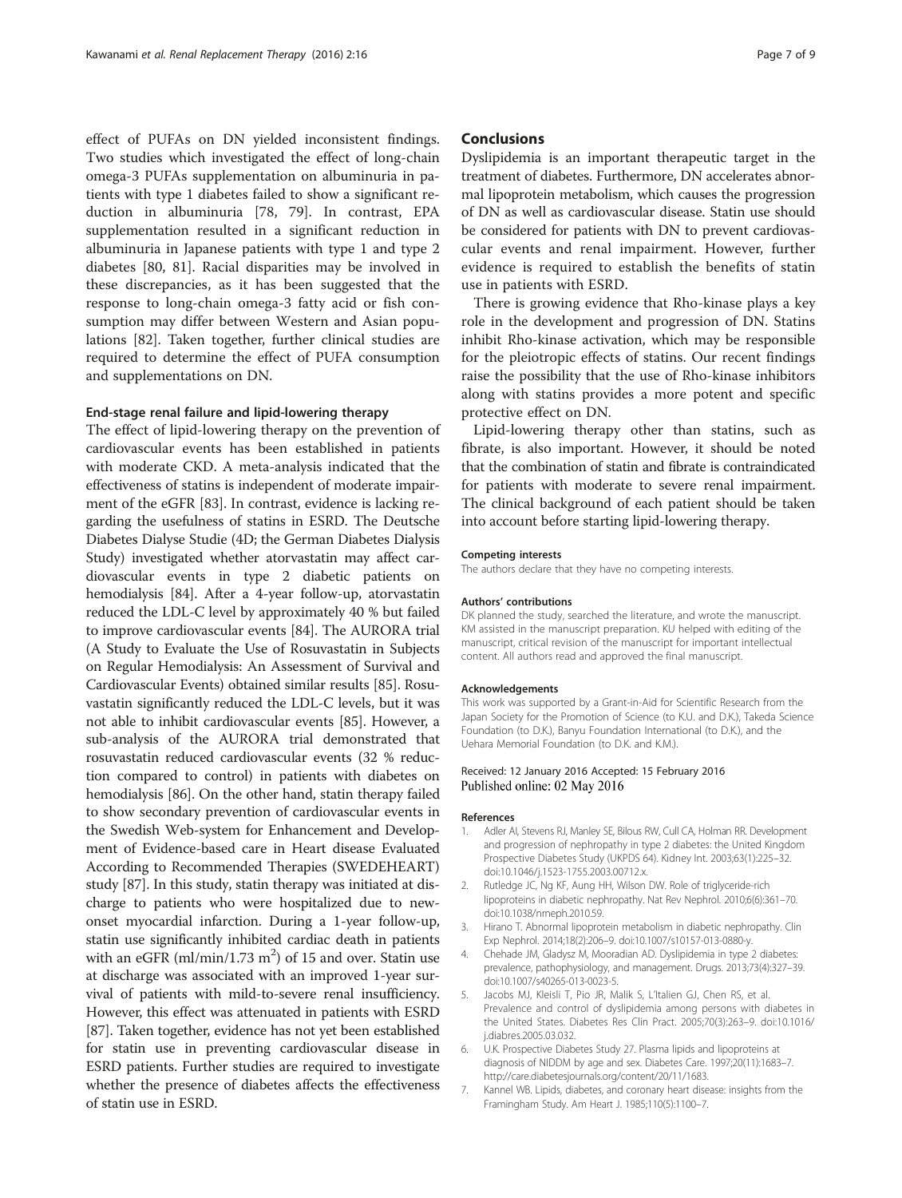effect of PUFAs on DN yielded inconsistent findings. Two studies which investigated the effect of long-chain omega-3 PUFAs supplementation on albuminuria in patients with type 1 diabetes failed to show a significant reduction in albuminuria [78, 79]. In contrast, EPA supplementation resulted in a significant reduction in albuminuria in Japanese patients with type 1 and type 2 diabetes [80, 81]. Racial disparities may be involved in these discrepancies, as it has been suggested that the response to long-chain omega-3 fatty acid or fish consumption may differ between Western and Asian populations [82]. Taken together, further clinical studies are required to determine the effect of PUFA consumption and supplementations on DN.

### End-stage renal failure and lipid-lowering therapy

The effect of lipid-lowering therapy on the prevention of cardiovascular events has been established in patients with moderate CKD. A meta-analysis indicated that the effectiveness of statins is independent of moderate impairment of the eGFR [83]. In contrast, evidence is lacking regarding the usefulness of statins in ESRD. The Deutsche Diabetes Dialyse Studie (4D; the German Diabetes Dialysis Study) investigated whether atorvastatin may affect cardiovascular events in type 2 diabetic patients on hemodialysis [84]. After a 4-year follow-up, atorvastatin reduced the LDL-C level by approximately 40 % but failed to improve cardiovascular events [84]. The AURORA trial (A Study to Evaluate the Use of Rosuvastatin in Subjects on Regular Hemodialysis: An Assessment of Survival and Cardiovascular Events) obtained similar results [85]. Rosuvastatin significantly reduced the LDL-C levels, but it was not able to inhibit cardiovascular events [85]. However, a sub-analysis of the AURORA trial demonstrated that rosuvastatin reduced cardiovascular events (32 % reduction compared to control) in patients with diabetes on hemodialysis [86]. On the other hand, statin therapy failed to show secondary prevention of cardiovascular events in the Swedish Web-system for Enhancement and Development of Evidence-based care in Heart disease Evaluated According to Recommended Therapies (SWEDEHEART) study [87]. In this study, statin therapy was initiated at discharge to patients who were hospitalized due to new-onset myocardial infarction. During a 1-year follow-up, statin use significantly inhibited cardiac death in patients with an eGFR (ml/min/1.73 $m^2$) of 15 and over. Statin use at discharge was associated with an improved 1-year survival of patients with mild-to-severe renal insufficiency. However, this effect was attenuated in patients with ESRD [87]. Taken together, evidence has not yet been established for statin use in preventing cardiovascular disease in ESRD patients. Further studies are required to investigate whether the presence of diabetes affects the effectiveness of statin use in ESRD.

## Conclusions

Dyslipidemia is an important therapeutic target in the treatment of diabetes. Furthermore, DN accelerates abnormal lipoprotein metabolism, which causes the progression of DN as well as cardiovascular disease. Statin use should be considered for patients with DN to prevent cardiovascular events and renal impairment. However, further evidence is required to establish the benefits of statin use in patients with ESRD.

There is growing evidence that Rho-kinase plays a key role in the development and progression of DN. Statins inhibit Rho-kinase activation, which may be responsible for the pleiotropic effects of statins. Our recent findings raise the possibility that the use of Rho-kinase inhibitors along with statins provides a more potent and specific protective effect on DN.

Lipid-lowering therapy other than statins, such as fibrate, is also important. However, it should be noted that the combination of statin and fibrate is contraindicated for patients with moderate to severe renal impairment. The clinical background of each patient should be taken into account before starting lipid-lowering therapy.

#### Competing interests

The authors declare that they have no competing interests.

#### Authors' contributions

DK planned the study, searched the literature, and wrote the manuscript. KM assisted in the manuscript preparation. KU helped with editing of the manuscript, critical revision of the manuscript for important intellectual content. All authors read and approved the final manuscript.

#### Acknowledgements

This work was supported by a Grant-in-Aid for Scientific Research from the Japan Society for the Promotion of Science (to K.U. and D.K.), Takeda Science Foundation (to D.K.), Banyu Foundation International (to D.K.), and the Uehara Memorial Foundation (to D.K. and K.M.).

Received: 12 January 2016 Accepted: 15 February 2016
Published online: 02 May 2016

#### References

1. Adler AI, Stevens RJ, Manley SE, Bilous RW, Cull CA, Holman RR. Development and progression of nephropathy in type 2 diabetes: the United Kingdom Prospective Diabetes Study (UKPDS 64). Kidney Int. 2003;63(1):225–32. doi:10.1046/j.1523-1755.2003.00712.x.
2. Rutledge JC, Ng KF, Aung HH, Wilson DW. Role of triglyceride-rich lipoproteins in diabetic nephropathy. Nat Rev Nephrol. 2010;6(6):361–70. doi:10.1038/nrneph.2010.59.
3. Hirano T. Abnormal lipoprotein metabolism in diabetic nephropathy. Clin Exp Nephrol. 2014;18(2):206–9. doi:10.1007/s10157-013-0880-y.
4. Chehade JM, Gladysz M, Mooradian AD. Dyslipidemia in type 2 diabetes: prevalence, pathophysiology, and management. Drugs. 2013;73(4):327–39. doi:10.1007/s40265-013-0023-5.
5. Jacobs MJ, Kleisli T, Pio JR, Malik S, L'Italien GJ, Chen RS, et al. Prevalence and control of dyslipidemia among persons with diabetes in the United States. Diabetes Res Clin Pract. 2005;70(3):263–9. doi:10.1016/j.diabres.2005.03.032.
6. U.K. Prospective Diabetes Study 27. Plasma lipids and lipoproteins at diagnosis of NIDDM by age and sex. Diabetes Care. 1997;20(11):1683–7. http://care.diabetesjournals.org/content/20/11/1683.
7. Kannel WB. Lipids, diabetes, and coronary heart disease: insights from the Framingham Study. Am Heart J. 1985;110(5):1100–7.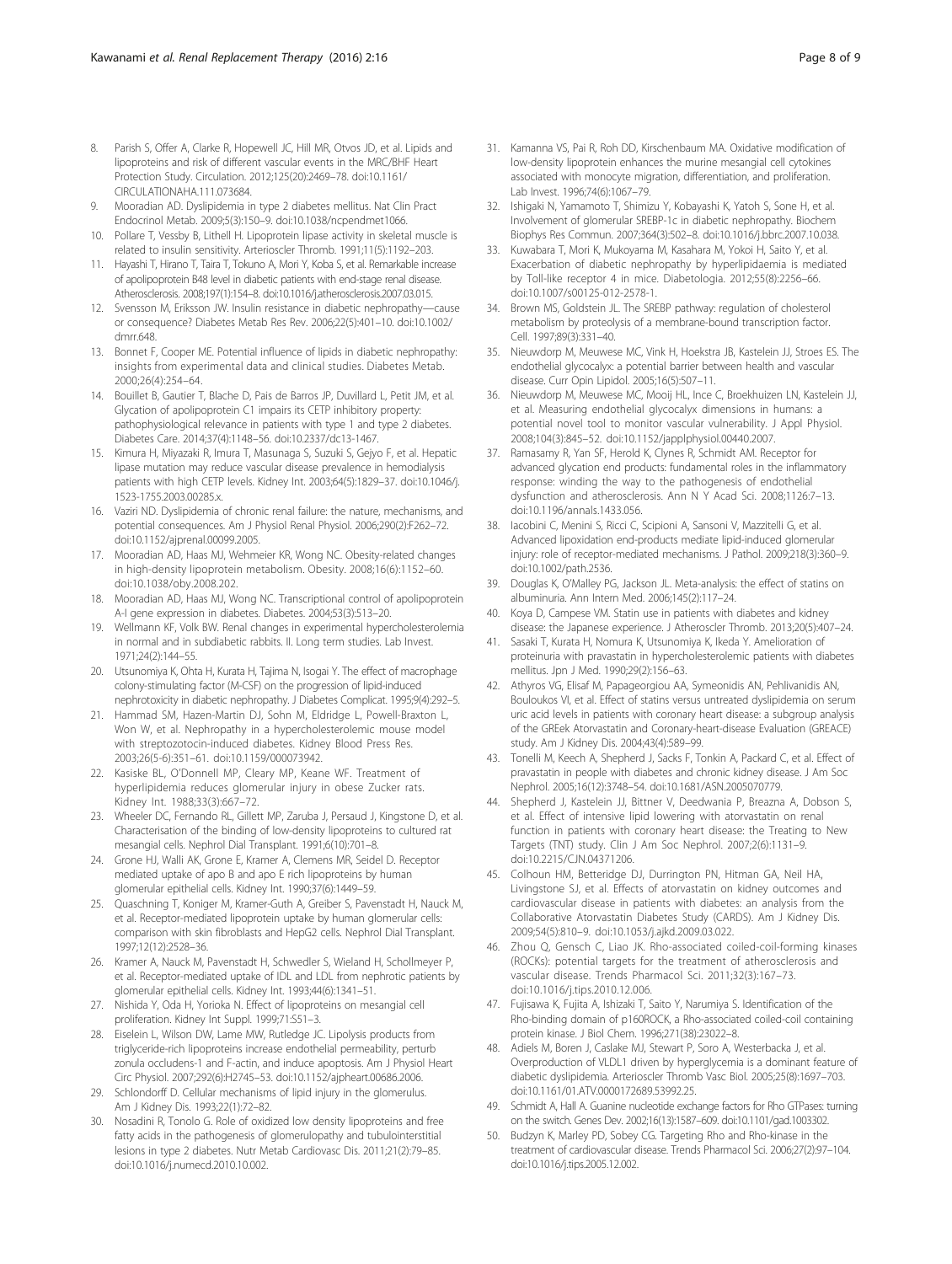8. Parish S, Offer A, Clarke R, Hopewell JC, Hill MR, Otvos JD, et al. Lipids and lipoproteins and risk of different vascular events in the MRC/BHF Heart Protection Study. Circulation. 2012;125(20):2469–78. doi:10.1161/CIRCULATIONAHA.111.073684.
9. Mooradian AD. Dyslipidemia in type 2 diabetes mellitus. Nat Clin Pract Endocrinol Metab. 2009;5(3):150–9. doi:10.1038/ncpendmet1066.
10. Pollare T, Vessby B, Lithell H. Lipoprotein lipase activity in skeletal muscle is related to insulin sensitivity. Arterioscler Thromb. 1991;11(5):1192–203.
11. Hayashi T, Hirano T, Taira T, Tokuno A, Mori Y, Koba S, et al. Remarkable increase of apolipoprotein B48 level in diabetic patients with end-stage renal disease. Atherosclerosis. 2008;197(1):154–8. doi:10.1016/j.atherosclerosis.2007.03.015.
12. Svensson M, Eriksson JW. Insulin resistance in diabetic nephropathy—cause or consequence? Diabetes Metab Res Rev. 2006;22(5):401–10. doi:10.1002/dmrr.648.
13. Bonnet F, Cooper ME. Potential influence of lipids in diabetic nephropathy: insights from experimental data and clinical studies. Diabetes Metab. 2000;26(4):254–64.
14. Bouillet B, Gautier T, Blache D, Pais de Barros JP, Duvillard L, Petit JM, et al. Glycation of apolipoprotein C1 impairs its CETP inhibitory property: pathophysiological relevance in patients with type 1 and type 2 diabetes. Diabetes Care. 2014;37(4):1148–56. doi:10.2337/dc13-1467.
15. Kimura H, Miyazaki R, Imura T, Masunaga S, Suzuki S, Gejyo F, et al. Hepatic lipase mutation may reduce vascular disease prevalence in hemodialysis patients with high CETP levels. Kidney Int. 2003;64(5):1829–37. doi:10.1046/j.1523-1755.2003.00285.x.
16. Vaziri ND. Dyslipidemia of chronic renal failure: the nature, mechanisms, and potential consequences. Am J Physiol Renal Physiol. 2006;290(2):F262–72. doi:10.1152/ajprenal.00099.2005.
17. Mooradian AD, Haas MJ, Wehmeier KR, Wong NC. Obesity-related changes in high-density lipoprotein metabolism. Obesity. 2008;16(6):1152–60. doi:10.1038/oby.2008.202.
18. Mooradian AD, Haas MJ, Wong NC. Transcriptional control of apolipoprotein A-I gene expression in diabetes. Diabetes. 2004;53(3):513–20.
19. Wellmann KF, Volk BW. Renal changes in experimental hypercholesterolemia in normal and in subdiabetic rabbits. II. Long term studies. Lab Invest. 1971;24(2):144–55.
20. Utsunomiya K, Ohta H, Kurata H, Tajima N, Isogai Y. The effect of macrophage colony-stimulating factor (M-CSF) on the progression of lipid-induced nephrotoxicity in diabetic nephropathy. J Diabetes Complicat. 1995;9(4):292–5.
21. Hammad SM, Hazen-Martin DJ, Sohn M, Eldridge L, Powell-Braxton L, Won W, et al. Nephropathy in a hypercholesterolemic mouse model with streptozotocin-induced diabetes. Kidney Blood Press Res. 2003;26(5-6):351–61. doi:10.1159/000073942.
22. Kasiske BL, O'Donnell MP, Cleary MP, Keane WF. Treatment of hyperlipidemia reduces glomerular injury in obese Zucker rats. Kidney Int. 1988;33(3):667–72.
23. Wheeler DC, Fernando RL, Gillett MP, Zaruba J, Persaud J, Kingstone D, et al. Characterisation of the binding of low-density lipoproteins to cultured rat mesangial cells. Nephrol Dial Transplant. 1991;6(10):701–8.
24. Grone HJ, Walli AK, Grone E, Kramer A, Clemens MR, Seidel D. Receptor mediated uptake of apo B and apo E rich lipoproteins by human glomerular epithelial cells. Kidney Int. 1990;37(6):1449–59.
25. Quaschning T, Koniger M, Kramer-Guth A, Greiber S, Pavenstadt H, Nauck M, et al. Receptor-mediated lipoprotein uptake by human glomerular cells: comparison with skin fibroblasts and HepG2 cells. Nephrol Dial Transplant. 1997;12(12):2528–36.
26. Kramer A, Nauck M, Pavenstadt H, Schwedler S, Wieland H, Schollmeyer P, et al. Receptor-mediated uptake of IDL and LDL from nephrotic patients by glomerular epithelial cells. Kidney Int. 1993;44(6):1341–51.
27. Nishida Y, Oda H, Yorioka N. Effect of lipoproteins on mesangial cell proliferation. Kidney Int Suppl. 1999;71:S51–3.
28. Eiselein L, Wilson DW, Lame MW, Rutledge JC. Lipolysis products from triglyceride-rich lipoproteins increase endothelial permeability, perturb zonula occludens-1 and F-actin, and induce apoptosis. Am J Physiol Heart Circ Physiol. 2007;292(6):H2745–53. doi:10.1152/ajpheart.00686.2006.
29. Schlondorff D. Cellular mechanisms of lipid injury in the glomerulus. Am J Kidney Dis. 1993;22(1):72–82.
30. Nosadini R, Tonolo G. Role of oxidized low density lipoproteins and free fatty acids in the pathogenesis of glomerulopathy and tubulointerstitial lesions in type 2 diabetes. Nutr Metab Cardiovasc Dis. 2011;21(2):79–85. doi:10.1016/j.numecd.2010.10.002.
31. Kamanna VS, Pai R, Roh DD, Kirschenbaum MA. Oxidative modification of low-density lipoprotein enhances the murine mesangial cell cytokines associated with monocyte migration, differentiation, and proliferation. Lab Invest. 1996;74(6):1067–79.
32. Ishigaki N, Yamamoto T, Shimizu Y, Kobayashi K, Yatoh S, Sone H, et al. Involvement of glomerular SREBP-1c in diabetic nephropathy. Biochem Biophys Res Commun. 2007;364(3):502–8. doi:10.1016/j.bbrc.2007.10.038.
33. Kuwabara T, Mori K, Mukoyama M, Kasahara M, Yokoi H, Saito Y, et al. Exacerbation of diabetic nephropathy by hyperlipidaemia is mediated by Toll-like receptor 4 in mice. Diabetologia. 2012;55(8):2256–66. doi:10.1007/s00125-012-2578-1.
34. Brown MS, Goldstein JL. The SREBP pathway: regulation of cholesterol metabolism by proteolysis of a membrane-bound transcription factor. Cell. 1997;89(3):331–40.
35. Nieuwdorp M, Meuwese MC, Vink H, Hoekstra JB, Kastelein JJ, Stroes ES. The endothelial glycocalyx: a potential barrier between health and vascular disease. Curr Opin Lipidol. 2005;16(5):507–11.
36. Nieuwdorp M, Meuwese MC, Mooij HL, Ince C, Broekhuizen LN, Kastelein JJ, et al. Measuring endothelial glycocalyx dimensions in humans: a potential novel tool to monitor vascular vulnerability. J Appl Physiol. 2008;104(3):845–52. doi:10.1152/japplphysiol.00440.2007.
37. Ramasamy R, Yan SF, Herold K, Clynes R, Schmidt AM. Receptor for advanced glycation end products: fundamental roles in the inflammatory response: winding the way to the pathogenesis of endothelial dysfunction and atherosclerosis. Ann N Y Acad Sci. 2008;1126:7–13. doi:10.1196/annals.1433.056.
38. Iacobini C, Menini S, Ricci C, Scipioni A, Sansoni V, Mazzitelli G, et al. Advanced lipoxidation end-products mediate lipid-induced glomerular injury: role of receptor-mediated mechanisms. J Pathol. 2009;218(3):360–9. doi:10.1002/path.2536.
39. Douglas K, O'Malley PG, Jackson JL. Meta-analysis: the effect of statins on albuminuria. Ann Intern Med. 2006;145(2):117–24.
40. Koya D, Campese VM. Statin use in patients with diabetes and kidney disease: the Japanese experience. J Atheroscler Thromb. 2013;20(5):407–24.
41. Sasaki T, Kurata H, Nomura K, Utsunomiya K, Ikeda Y. Amelioration of proteinuria with pravastatin in hypercholesterolemic patients with diabetes mellitus. Jpn J Med. 1990;29(2):156–63.
42. Athyros VG, Elisaf M, Papageorgiou AA, Symeonidis AN, Pehlivanidis AN, Bouloukos VI, et al. Effect of statins versus untreated dyslipidemia on serum uric acid levels in patients with coronary heart disease: a subgroup analysis of the GREek Atorvastatin and Coronary-heart-disease Evaluation (GREACE) study. Am J Kidney Dis. 2004;43(4):589–99.
43. Tonelli M, Keech A, Shepherd J, Sacks F, Tonkin A, Packard C, et al. Effect of pravastatin in people with diabetes and chronic kidney disease. J Am Soc Nephrol. 2005;16(12):3748–54. doi:10.1681/ASN.2005070779.
44. Shepherd J, Kastelein JJ, Bittner V, Deedwania P, Breazna A, Dobson S, et al. Effect of intensive lipid lowering with atorvastatin on renal function in patients with coronary heart disease: the Treating to New Targets (TNT) study. Clin J Am Soc Nephrol. 2007;2(6):1131–9. doi:10.2215/CJN.04371206.
45. Colhoun HM, Betteridge DJ, Durrington PN, Hitman GA, Neil HA, Livingstone SJ, et al. Effects of atorvastatin on kidney outcomes and cardiovascular disease in patients with diabetes: an analysis from the Collaborative Atorvastatin Diabetes Study (CARDS). Am J Kidney Dis. 2009;54(5):810–9. doi:10.1053/j.ajkd.2009.03.022.
46. Zhou Q, Gensch C, Liao JK. Rho-associated coiled-coil-forming kinases (ROCKs): potential targets for the treatment of atherosclerosis and vascular disease. Trends Pharmacol Sci. 2011;32(3):167–73. doi:10.1016/j.tips.2010.12.006.
47. Fujisawa K, Fujita A, Ishizaki T, Saito Y, Narumiya S. Identification of the Rho-binding domain of p160ROCK, a Rho-associated coiled-coil containing protein kinase. J Biol Chem. 1996;271(38):23022–8.
48. Adiels M, Boren J, Caslake MJ, Stewart P, Soro A, Westerbacka J, et al. Overproduction of VLDL1 driven by hyperglycemia is a dominant feature of diabetic dyslipidemia. Arterioscler Thromb Vasc Biol. 2005;25(8):1697–703. doi:10.1161/01.ATV.0000172689.53992.25.
49. Schmidt A, Hall A. Guanine nucleotide exchange factors for Rho GTPases: turning on the switch. Genes Dev. 2002;16(13):1587–609. doi:10.1101/gad.1003302.
50. Budzyn K, Marley PD, Sobey CG. Targeting Rho and Rho-kinase in the treatment of cardiovascular disease. Trends Pharmacol Sci. 2006;27(2):97–104. doi:10.1016/j.tips.2005.12.002.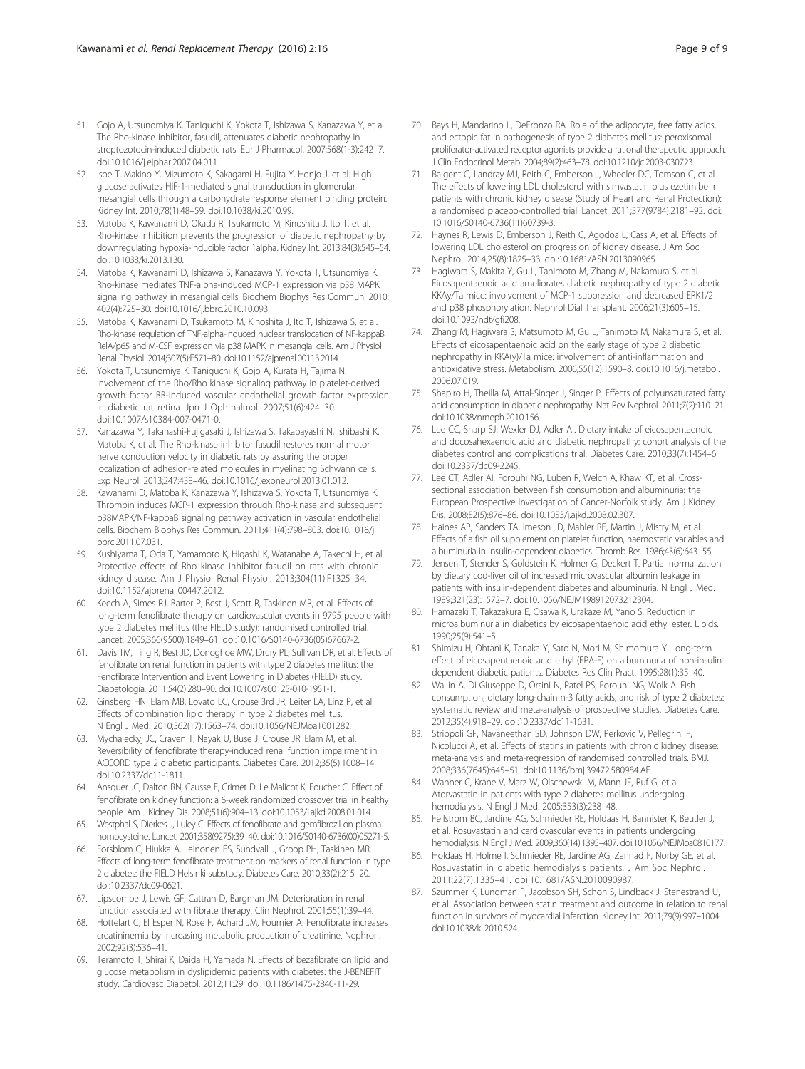51. Gojo A, Utsunomiya K, Taniguchi K, Yokota T, Ishizawa S, Kanazawa Y, et al. The Rho-kinase inhibitor, fasudil, attenuates diabetic nephropathy in streptozotocin-induced diabetic rats. Eur J Pharmacol. 2007;568(1-3):242–7. doi:10.1016/j.ejphar.2007.04.011.
52. Isoe T, Makino Y, Mizumoto K, Sakagami H, Fujita Y, Honjo J, et al. High glucose activates HIF-1-mediated signal transduction in glomerular mesangial cells through a carbohydrate response element binding protein. Kidney Int. 2010;78(1):48–59. doi:10.1038/ki.2010.99.
53. Matoba K, Kawanami D, Okada R, Tsukamoto M, Kinoshita J, Ito T, et al. Rho-kinase inhibition prevents the progression of diabetic nephropathy by downregulating hypoxia-inducible factor 1alpha. Kidney Int. 2013;84(3):545–54. doi:10.1038/ki.2013.130.
54. Matoba K, Kawanami D, Ishizawa S, Kanazawa Y, Yokota T, Utsunomiya K. Rho-kinase mediates TNF-alpha-induced MCP-1 expression via p38 MAPK signaling pathway in mesangial cells. Biochem Biophys Res Commun. 2010; 402(4):725–30. doi:10.1016/j.bbrc.2010.10.093.
55. Matoba K, Kawanami D, Tsukamoto M, Kinoshita J, Ito T, Ishizawa S, et al. Rho-kinase regulation of TNF-alpha-induced nuclear translocation of NF-kappaB RelA/p65 and M-CSF expression via p38 MAPK in mesangial cells. Am J Physiol Renal Physiol. 2014;307(5):F571–80. doi:10.1152/ajprenal.00113.2014.
56. Yokota T, Utsunomiya K, Taniguchi K, Gojo A, Kurata H, Tajima N. Involvement of the Rho/Rho kinase signaling pathway in platelet-derived growth factor BB-induced vascular endothelial growth factor expression in diabetic rat retina. Jpn J Ophthalmol. 2007;51(6):424–30. doi:10.1007/s10384-007-0471-0.
57. Kanazawa Y, Takahashi-Fujigasaki J, Ishizawa S, Takabayashi N, Ishibashi K, Matoba K, et al. The Rho-kinase inhibitor fasudil restores normal motor nerve conduction velocity in diabetic rats by assuring the proper localization of adhesion-related molecules in myelinating Schwann cells. Exp Neurol. 2013;247:438–46. doi:10.1016/j.expneurol.2013.01.012.
58. Kawanami D, Matoba K, Kanazawa Y, Ishizawa S, Yokota T, Utsunomiya K. Thrombin induces MCP-1 expression through Rho-kinase and subsequent p38MAPK/NF-kappaB signaling pathway activation in vascular endothelial cells. Biochem Biophys Res Commun. 2011;411(4):798–803. doi:10.1016/j.bbrc.2011.07.031.
59. Kushiyama T, Oda T, Yamamoto K, Higashi K, Watanabe A, Takechi H, et al. Protective effects of Rho kinase inhibitor fasudil on rats with chronic kidney disease. Am J Physiol Renal Physiol. 2013;304(11):F1325–34. doi:10.1152/ajprenal.00447.2012.
60. Keech A, Simes RJ, Barter P, Best J, Scott R, Taskinen MR, et al. Effects of long-term fenofibrate therapy on cardiovascular events in 9795 people with type 2 diabetes mellitus (the FIELD study): randomised controlled trial. Lancet. 2005;366(9500):1849–61. doi:10.1016/S0140-6736(05)67667-2.
61. Davis TM, Ting R, Best JD, Donoghoe MW, Drury PL, Sullivan DR, et al. Effects of fenofibrate on renal function in patients with type 2 diabetes mellitus: the Fenofibrate Intervention and Event Lowering in Diabetes (FIELD) study. Diabetologia. 2011;54(2):280–90. doi:10.1007/s00125-010-1951-1.
62. Ginsberg HN, Elam MB, Lovato LC, Crouse 3rd JR, Leiter LA, Linz P, et al. Effects of combination lipid therapy in type 2 diabetes mellitus. N Engl J Med. 2010;362(17):1563–74. doi:10.1056/NEJMoa1001282.
63. Mychaleckyj JC, Craven T, Nayak U, Buse J, Crouse JR, Elam M, et al. Reversibility of fenofibrate therapy-induced renal function impairment in ACCORD type 2 diabetic participants. Diabetes Care. 2012;35(5):1008–14. doi:10.2337/dc11-1811.
64. Ansquer JC, Dalton RN, Causse E, Crimet D, Le Malicot K, Foucher C. Effect of fenofibrate on kidney function: a 6-week randomized crossover trial in healthy people. Am J Kidney Dis. 2008;51(6):904–13. doi:10.1053/j.ajkd.2008.01.014.
65. Westphal S, Dierkes J, Luley C. Effects of fenofibrate and gemfibrozil on plasma homocysteine. Lancet. 2001;358(9275):39–40. doi:10.1016/S0140-6736(00)05271-5.
66. Forsblom C, Hiukka A, Leinonen ES, Sundvall J, Groop PH, Taskinen MR. Effects of long-term fenofibrate treatment on markers of renal function in type 2 diabetes: the FIELD Helsinki substudy. Diabetes Care. 2010;33(2):215–20. doi:10.2337/dc09-0621.
67. Lipscombe J, Lewis GF, Cattran D, Bargman JM. Deterioration in renal function associated with fibrate therapy. Clin Nephrol. 2001;55(1):39–44.
68. Hottelart C, El Esper N, Rose F, Achard JM, Fournier A. Fenofibrate increases creatininemia by increasing metabolic production of creatinine. Nephron. 2002;92(3):536–41.
69. Teramoto T, Shirai K, Daida H, Yamada N. Effects of bezafibrate on lipid and glucose metabolism in dyslipidemic patients with diabetes: the J-BENEFIT study. Cardiovasc Diabetol. 2012;11:29. doi:10.1186/1475-2840-11-29.
70. Bays H, Mandarino L, DeFronzo RA. Role of the adipocyte, free fatty acids, and ectopic fat in pathogenesis of type 2 diabetes mellitus: peroxisomal proliferator-activated receptor agonists provide a rational therapeutic approach. J Clin Endocrinol Metab. 2004;89(2):463–78. doi:10.1210/jc.2003-030723.
71. Baigent C, Landray MJ, Reith C, Emberson J, Wheeler DC, Tomson C, et al. The effects of lowering LDL cholesterol with simvastatin plus ezetimibe in patients with chronic kidney disease (Study of Heart and Renal Protection): a randomised placebo-controlled trial. Lancet. 2011;377(9784):2181–92. doi: 10.1016/S0140-6736(11)60739-3.
72. Haynes R, Lewis D, Emberson J, Reith C, Agodoa L, Cass A, et al. Effects of lowering LDL cholesterol on progression of kidney disease. J Am Soc Nephrol. 2014;25(8):1825–33. doi:10.1681/ASN.2013090965.
73. Hagiwara S, Makita Y, Gu L, Tanimoto M, Zhang M, Nakamura S, et al. Eicosapentaenoic acid ameliorates diabetic nephropathy of type 2 diabetic KKAy/Ta mice: involvement of MCP-1 suppression and decreased ERK1/2 and p38 phosphorylation. Nephrol Dial Transplant. 2006;21(3):605–15. doi:10.1093/ndt/gfi208.
74. Zhang M, Hagiwara S, Matsumoto M, Gu L, Tanimoto M, Nakamura S, et al. Effects of eicosapentaenoic acid on the early stage of type 2 diabetic nephropathy in KKA(y)/Ta mice: involvement of anti-inflammation and antioxidative stress. Metabolism. 2006;55(12):1590–8. doi:10.1016/j.metabol.2006.07.019.
75. Shapiro H, Theilla M, Attal-Singer J, Singer P. Effects of polyunsaturated fatty acid consumption in diabetic nephropathy. Nat Rev Nephrol. 2011;7(2):110–21. doi:10.1038/nrneph.2010.156.
76. Lee CC, Sharp SJ, Wexler DJ, Adler AI. Dietary intake of eicosapentaenoic and docosahexaenoic acid and diabetic nephropathy: cohort analysis of the diabetes control and complications trial. Diabetes Care. 2010;33(7):1454–6. doi:10.2337/dc09-2245.
77. Lee CT, Adler AI, Forouhi NG, Luben R, Welch A, Khaw KT, et al. Cross-sectional association between fish consumption and albuminuria: the European Prospective Investigation of Cancer-Norfolk study. Am J Kidney Dis. 2008;52(5):876–86. doi:10.1053/j.ajkd.2008.02.307.
78. Haines AP, Sanders TA, Imeson JD, Mahler RF, Martin J, Mistry M, et al. Effects of a fish oil supplement on platelet function, haemostatic variables and albuminuria in insulin-dependent diabetics. Thromb Res. 1986;43(6):643–55.
79. Jensen T, Stender S, Goldstein K, Holmer G, Deckert T. Partial normalization by dietary cod-liver oil of increased microvascular albumin leakage in patients with insulin-dependent diabetes and albuminuria. N Engl J Med. 1989;321(23):1572–7. doi:10.1056/NEJM198912073212304.
80. Hamazaki T, Takazakura E, Osawa K, Urakaze M, Yano S. Reduction in microalbuminuria in diabetics by eicosapentaenoic acid ethyl ester. Lipids. 1990;25(9):541–5.
81. Shimizu H, Ohtani K, Tanaka Y, Sato N, Mori M, Shimomura Y. Long-term effect of eicosapentaenoic acid ethyl (EPA-E) on albuminuria of non-insulin dependent diabetic patients. Diabetes Res Clin Pract. 1995;28(1):35–40.
82. Wallin A, Di Giuseppe D, Orsini N, Patel PS, Forouhi NG, Wolk A. Fish consumption, dietary long-chain n-3 fatty acids, and risk of type 2 diabetes: systematic review and meta-analysis of prospective studies. Diabetes Care. 2012;35(4):918–29. doi:10.2337/dc11-1631.
83. Strippoli GF, Navaneethan SD, Johnson DW, Perkovic V, Pellegrini F, Nicolucci A, et al. Effects of statins in patients with chronic kidney disease: meta-analysis and meta-regression of randomised controlled trials. BMJ. 2008;336(7645):645–51. doi:10.1136/bmj.39472.580984.AE.
84. Wanner C, Krane V, Marz W, Olschewski M, Mann JF, Ruf G, et al. Atorvastatin in patients with type 2 diabetes mellitus undergoing hemodialysis. N Engl J Med. 2005;353(3):238–48.
85. Fellstrom BC, Jardine AG, Schmieder RE, Holdaas H, Bannister K, Beutler J, et al. Rosuvastatin and cardiovascular events in patients undergoing hemodialysis. N Engl J Med. 2009;360(14):1395–407. doi:10.1056/NEJMoa0810177.
86. Holdaas H, Holme I, Schmieder RE, Jardine AG, Zannad F, Norby GE, et al. Rosuvastatin in diabetic hemodialysis patients. J Am Soc Nephrol. 2011;22(7):1335–41. doi:10.1681/ASN.2010090987.
87. Szummer K, Lundman P, Jacobson SH, Schon S, Lindback J, Stenestrand U, et al. Association between statin treatment and outcome in relation to renal function in survivors of myocardial infarction. Kidney Int. 2011;79(9):997–1004. doi:10.1038/ki.2010.524.